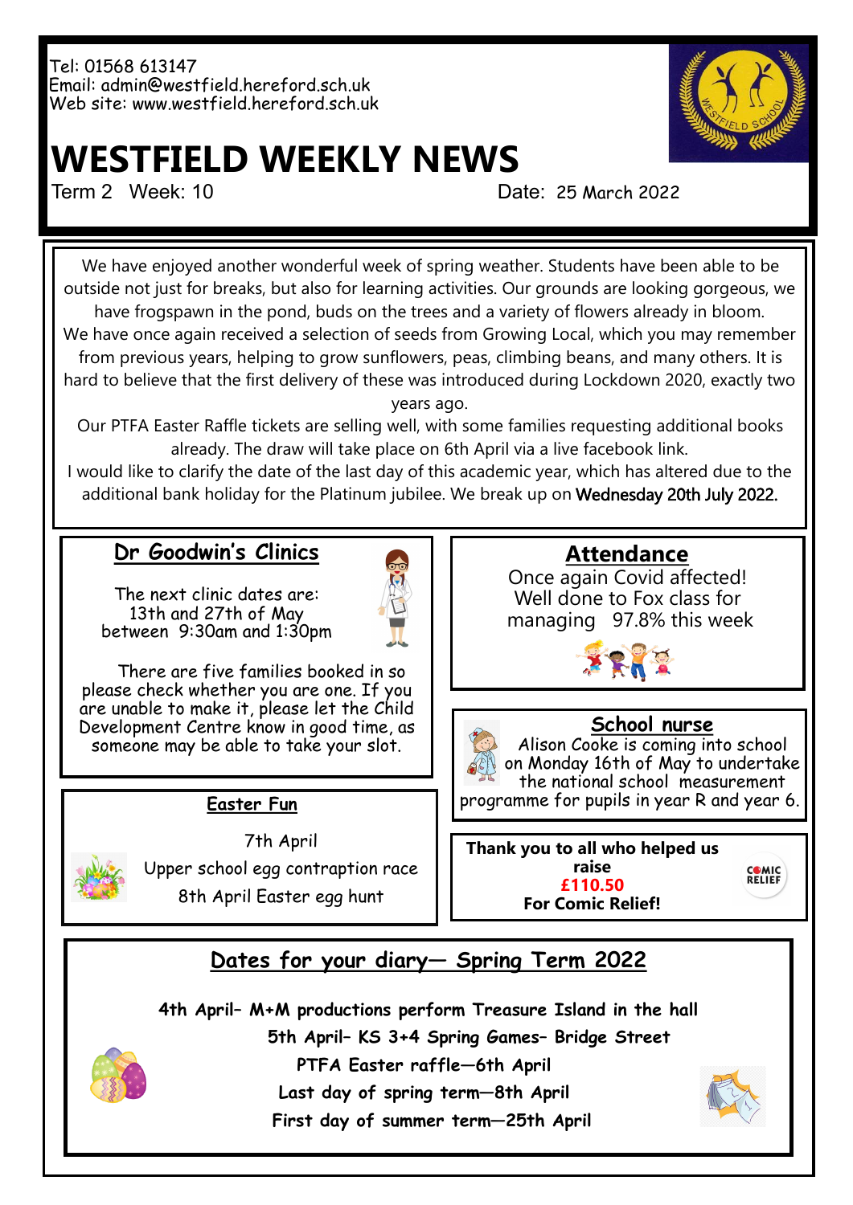Tel: 01568 613147
Email: admin@westfield.hereford.sch.uk
Web site: www.westfield.hereford.sch.uk

# WESTFIELD WEEKLY NEWS

Term 2 Week: 10 Date: 25 March 2022

We have enjoyed another wonderful week of spring weather. Students have been able to be outside not just for breaks, but also for learning activities. Our grounds are looking gorgeous, we have frogspawn in the pond, buds on the trees and a variety of flowers already in bloom.
We have once again received a selection of seeds from Growing Local, which you may remember from previous years, helping to grow sunflowers, peas, climbing beans, and many others. It is hard to believe that the first delivery of these was introduced during Lockdown 2020, exactly two years ago.
Our PTFA Easter Raffle tickets are selling well, with some families requesting additional books already. The draw will take place on 6th April via a live facebook link.
I would like to clarify the date of the last day of this academic year, which has altered due to the additional bank holiday for the Platinum jubilee. We break up on Wednesday 20th July 2022.

## Dr Goodwin's Clinics

The next clinic dates are:
13th and 27th of May
between 9:30am and 1:30pm

There are five families booked in so please check whether you are one. If you are unable to make it, please let the Child Development Centre know in good time, as someone may be able to take your slot.

## Attendance

Once again Covid affected!
Well done to Fox class for managing 97.8% this week

## School nurse

Alison Cooke is coming into school on Monday 16th of May to undertake the national school measurement programme for pupils in year R and year 6.

## Easter Fun

7th April
Upper school egg contraption race
8th April Easter egg hunt

**Thank you to all who helped us raise £110.50 For Comic Relief!**

## Dates for your diary— Spring Term 2022

**4th April– M+M productions perform Treasure Island in the hall**
**5th April– KS 3+4 Spring Games– Bridge Street**
**PTFA Easter raffle—6th April**
**Last day of spring term—8th April**
**First day of summer term—25th April**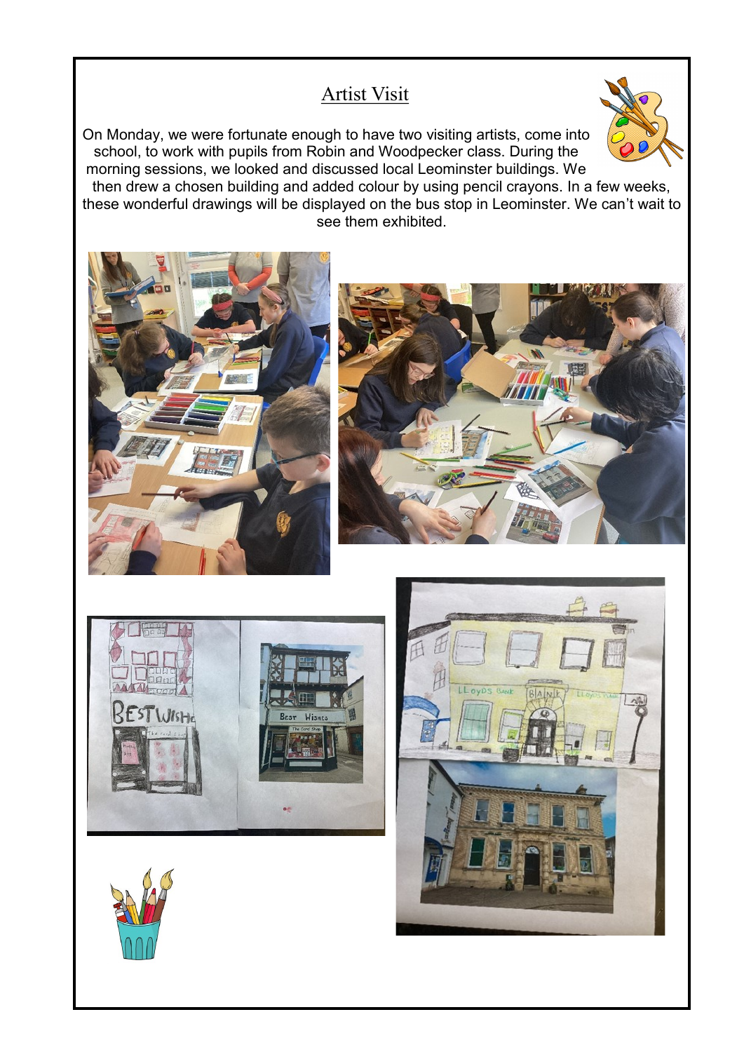## Artist Visit

On Monday, we were fortunate enough to have two visiting artists, come into school, to work with pupils from Robin and Woodpecker class. During the morning sessions, we looked and discussed local Leominster buildings. We then drew a chosen building and added colour by using pencil crayons. In a few weeks, these wonderful drawings will be displayed on the bus stop in Leominster. We can't wait to see them exhibited.